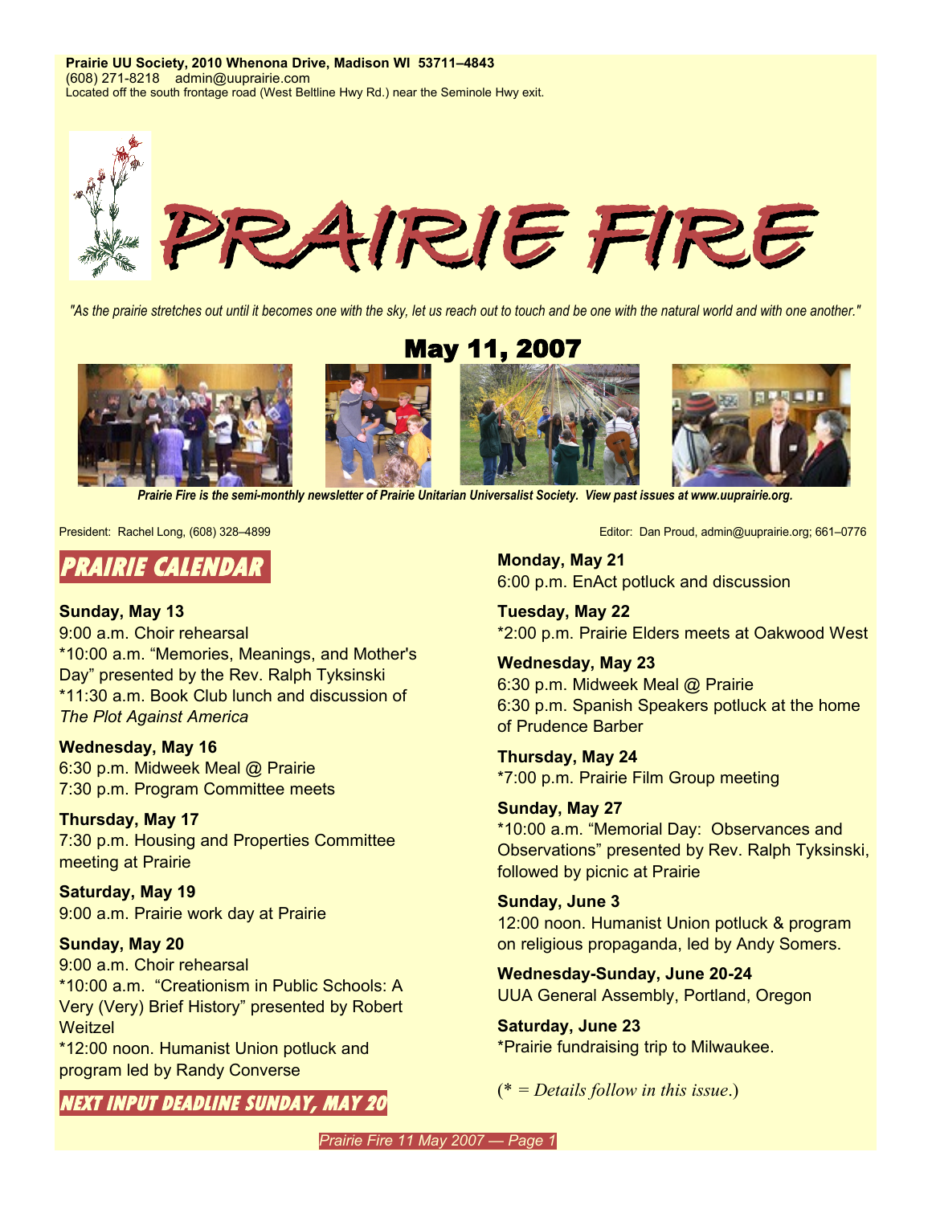**Prairie UU Society, 2010 Whenona Drive, Madison WI 53711–4843**
(608) 271-8218 admin@uuprairie.com
Located off the south frontage road (West Beltline Hwy Rd.) near the Seminole Hwy exit.

# PRAIRIE FIRE

*"As the prairie stretches out until it becomes one with the sky, let us reach out to touch and be one with the natural world and with one another."*

## May 11, 2007

***Prairie Fire is the semi-monthly newsletter of Prairie Unitarian Universalist Society. View past issues at www.uuprairie.org.***

President: Rachel Long, (608) 328–4899

Editor: Dan Proud, admin@uuprairie.org; 661–0776

## PRAIRIE CALENDAR

**Sunday, May 13**
9:00 a.m. Choir rehearsal
*10:00 a.m. "Memories, Meanings, and Mother's Day" presented by the Rev. Ralph Tyksinski
*11:30 a.m. Book Club lunch and discussion of *The Plot Against America*

**Wednesday, May 16**
6:30 p.m. Midweek Meal @ Prairie
7:30 p.m. Program Committee meets

**Thursday, May 17**
7:30 p.m. Housing and Properties Committee meeting at Prairie

**Saturday, May 19**
9:00 a.m. Prairie work day at Prairie

**Sunday, May 20**
9:00 a.m. Choir rehearsal
*10:00 a.m. "Creationism in Public Schools: A Very (Very) Brief History" presented by Robert Weitzel
*12:00 noon. Humanist Union potluck and program led by Randy Converse

**NEXT INPUT DEADLINE SUNDAY, MAY 20**

**Monday, May 21**
6:00 p.m. EnAct potluck and discussion

**Tuesday, May 22**
*2:00 p.m. Prairie Elders meets at Oakwood West

**Wednesday, May 23**
6:30 p.m. Midweek Meal @ Prairie
6:30 p.m. Spanish Speakers potluck at the home of Prudence Barber

**Thursday, May 24**
*7:00 p.m. Prairie Film Group meeting

**Sunday, May 27**
*10:00 a.m. "Memorial Day: Observances and Observations" presented by Rev. Ralph Tyksinski, followed by picnic at Prairie

**Sunday, June 3**
12:00 noon. Humanist Union potluck & program on religious propaganda, led by Andy Somers.

**Wednesday-Sunday, June 20-24**
UUA General Assembly, Portland, Oregon

**Saturday, June 23**
*Prairie fundraising trip to Milwaukee.

(* = *Details follow in this issue*.)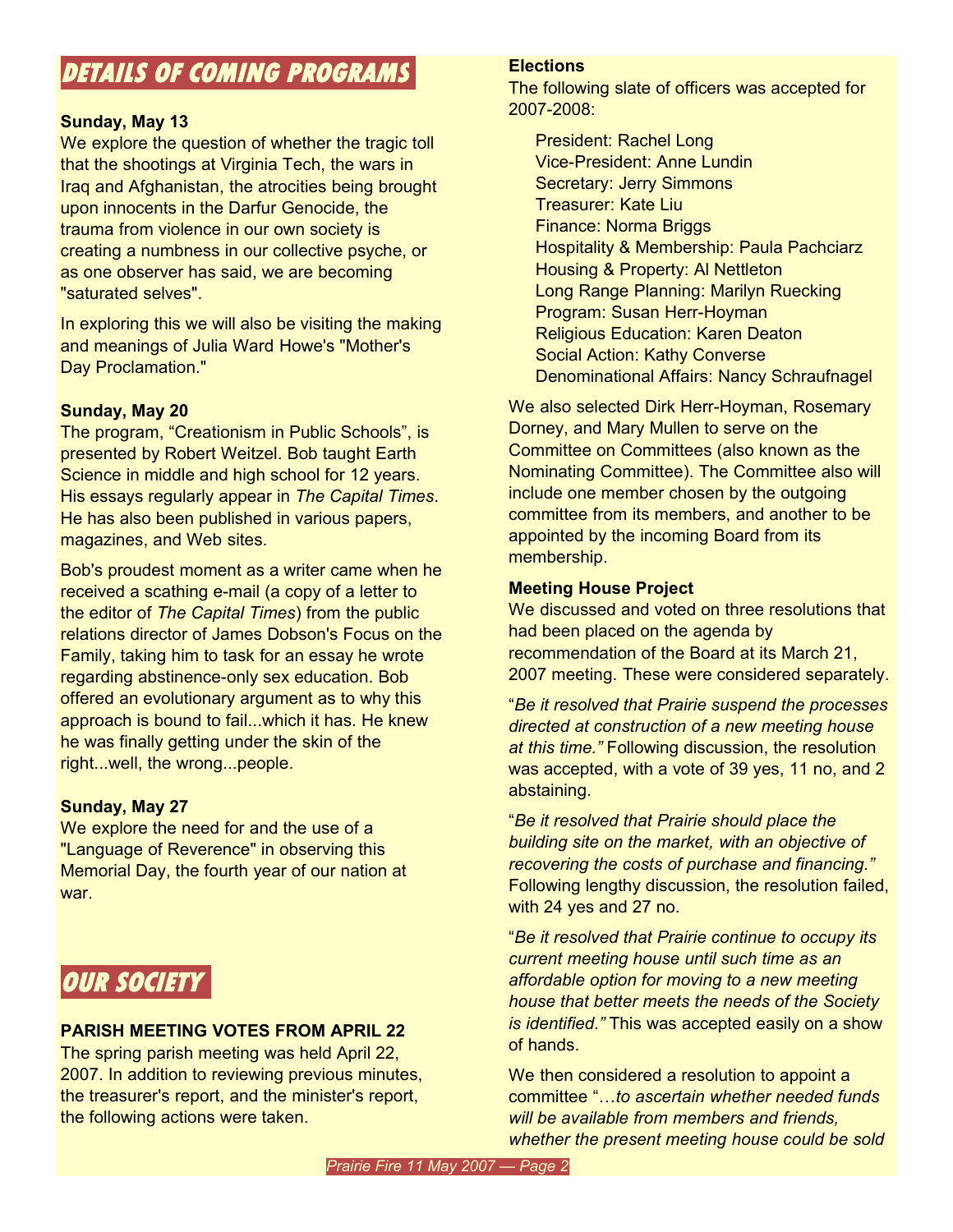## DETAILS OF COMING PROGRAMS

**Sunday, May 13**

We explore the question of whether the tragic toll that the shootings at Virginia Tech, the wars in Iraq and Afghanistan, the atrocities being brought upon innocents in the Darfur Genocide, the trauma from violence in our own society is creating a numbness in our collective psyche, or as one observer has said, we are becoming "saturated selves".

In exploring this we will also be visiting the making and meanings of Julia Ward Howe's "Mother's Day Proclamation."

**Sunday, May 20**

The program, "Creationism in Public Schools", is presented by Robert Weitzel. Bob taught Earth Science in middle and high school for 12 years. His essays regularly appear in *The Capital Times*. He has also been published in various papers, magazines, and Web sites.

Bob's proudest moment as a writer came when he received a scathing e-mail (a copy of a letter to the editor of *The Capital Times*) from the public relations director of James Dobson's Focus on the Family, taking him to task for an essay he wrote regarding abstinence-only sex education. Bob offered an evolutionary argument as to why this approach is bound to fail...which it has. He knew he was finally getting under the skin of the right...well, the wrong...people.

**Sunday, May 27**

We explore the need for and the use of a "Language of Reverence" in observing this Memorial Day, the fourth year of our nation at war.

## OUR SOCIETY

### PARISH MEETING VOTES FROM APRIL 22

The spring parish meeting was held April 22, 2007. In addition to reviewing previous minutes, the treasurer's report, and the minister's report, the following actions were taken.

**Elections**

The following slate of officers was accepted for 2007-2008:

- President: Rachel Long
- Vice-President: Anne Lundin
- Secretary: Jerry Simmons
- Treasurer: Kate Liu
- Finance: Norma Briggs
- Hospitality & Membership: Paula Pachciarz
- Housing & Property: Al Nettleton
- Long Range Planning: Marilyn Ruecking
- Program: Susan Herr-Hoyman
- Religious Education: Karen Deaton
- Social Action: Kathy Converse
- Denominational Affairs: Nancy Schraufnagel

We also selected Dirk Herr-Hoyman, Rosemary Dorney, and Mary Mullen to serve on the Committee on Committees (also known as the Nominating Committee). The Committee also will include one member chosen by the outgoing committee from its members, and another to be appointed by the incoming Board from its membership.

**Meeting House Project**

We discussed and voted on three resolutions that had been placed on the agenda by recommendation of the Board at its March 21, 2007 meeting. These were considered separately.

"*Be it resolved that Prairie suspend the processes directed at construction of a new meeting house at this time.*" Following discussion, the resolution was accepted, with a vote of 39 yes, 11 no, and 2 abstaining.

"*Be it resolved that Prairie should place the building site on the market, with an objective of recovering the costs of purchase and financing.*" Following lengthy discussion, the resolution failed, with 24 yes and 27 no.

"*Be it resolved that Prairie continue to occupy its current meeting house until such time as an affordable option for moving to a new meeting house that better meets the needs of the Society is identified.*" This was accepted easily on a show of hands.

We then considered a resolution to appoint a committee "…*to ascertain whether needed funds will be available from members and friends, whether the present meeting house could be sold*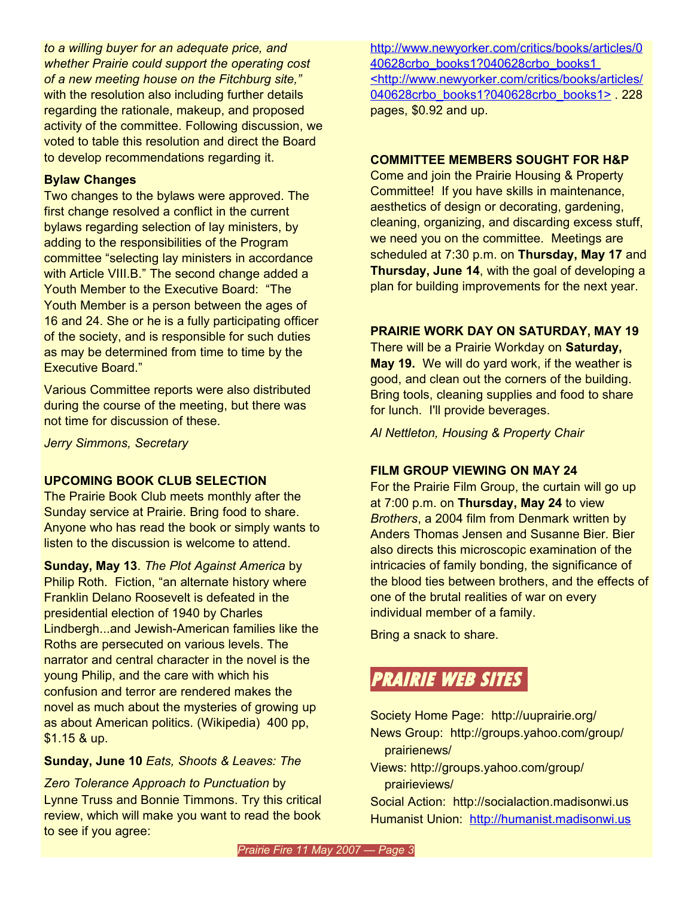*to a willing buyer for an adequate price, and whether Prairie could support the operating cost of a new meeting house on the Fitchburg site,"* with the resolution also including further details regarding the rationale, makeup, and proposed activity of the committee. Following discussion, we voted to table this resolution and direct the Board to develop recommendations regarding it.

**Bylaw Changes**

Two changes to the bylaws were approved. The first change resolved a conflict in the current bylaws regarding selection of lay ministers, by adding to the responsibilities of the Program committee "selecting lay ministers in accordance with Article VIII.B." The second change added a Youth Member to the Executive Board: "The Youth Member is a person between the ages of 16 and 24. She or he is a fully participating officer of the society, and is responsible for such duties as may be determined from time to time by the Executive Board."

Various Committee reports were also distributed during the course of the meeting, but there was not time for discussion of these.

*Jerry Simmons, Secretary*

**UPCOMING BOOK CLUB SELECTION**

The Prairie Book Club meets monthly after the Sunday service at Prairie. Bring food to share. Anyone who has read the book or simply wants to listen to the discussion is welcome to attend.

**Sunday, May 13**. *The Plot Against America* by Philip Roth. Fiction, "an alternate history where Franklin Delano Roosevelt is defeated in the presidential election of 1940 by Charles Lindbergh...and Jewish-American families like the Roths are persecuted on various levels. The narrator and central character in the novel is the young Philip, and the care with which his confusion and terror are rendered makes the novel as much about the mysteries of growing up as about American politics. (Wikipedia) 400 pp, $1.15 & up.

**Sunday, June 10** *Eats, Shoots & Leaves: The Zero Tolerance Approach to Punctuation* by Lynne Truss and Bonnie Timmons. Try this critical review, which will make you want to read the book to see if you agree: http://www.newyorker.com/critics/books/articles/040628crbo_books1?040628crbo_books1 <http://www.newyorker.com/critics/books/articles/040628crbo_books1?040628crbo_books1> . 228 pages, $0.92 and up.

**COMMITTEE MEMBERS SOUGHT FOR H&P**

Come and join the Prairie Housing & Property Committee! If you have skills in maintenance, aesthetics of design or decorating, gardening, cleaning, organizing, and discarding excess stuff, we need you on the committee. Meetings are scheduled at 7:30 p.m. on **Thursday, May 17** and **Thursday, June 14**, with the goal of developing a plan for building improvements for the next year.

**PRAIRIE WORK DAY ON SATURDAY, MAY 19**

There will be a Prairie Workday on **Saturday, May 19.** We will do yard work, if the weather is good, and clean out the corners of the building. Bring tools, cleaning supplies and food to share for lunch. I'll provide beverages.

*Al Nettleton, Housing & Property Chair*

**FILM GROUP VIEWING ON MAY 24**

For the Prairie Film Group, the curtain will go up at 7:00 p.m. on **Thursday, May 24** to view *Brothers*, a 2004 film from Denmark written by Anders Thomas Jensen and Susanne Bier. Bier also directs this microscopic examination of the intricacies of family bonding, the significance of the blood ties between brothers, and the effects of one of the brutal realities of war on every individual member of a family.

Bring a snack to share.

## PRAIRIE WEB SITES

Society Home Page: http://uuprairie.org/
News Group: http://groups.yahoo.com/group/prairienews/
Views: http://groups.yahoo.com/group/prairieviews/
Social Action: http://socialaction.madisonwi.us
Humanist Union: http://humanist.madisonwi.us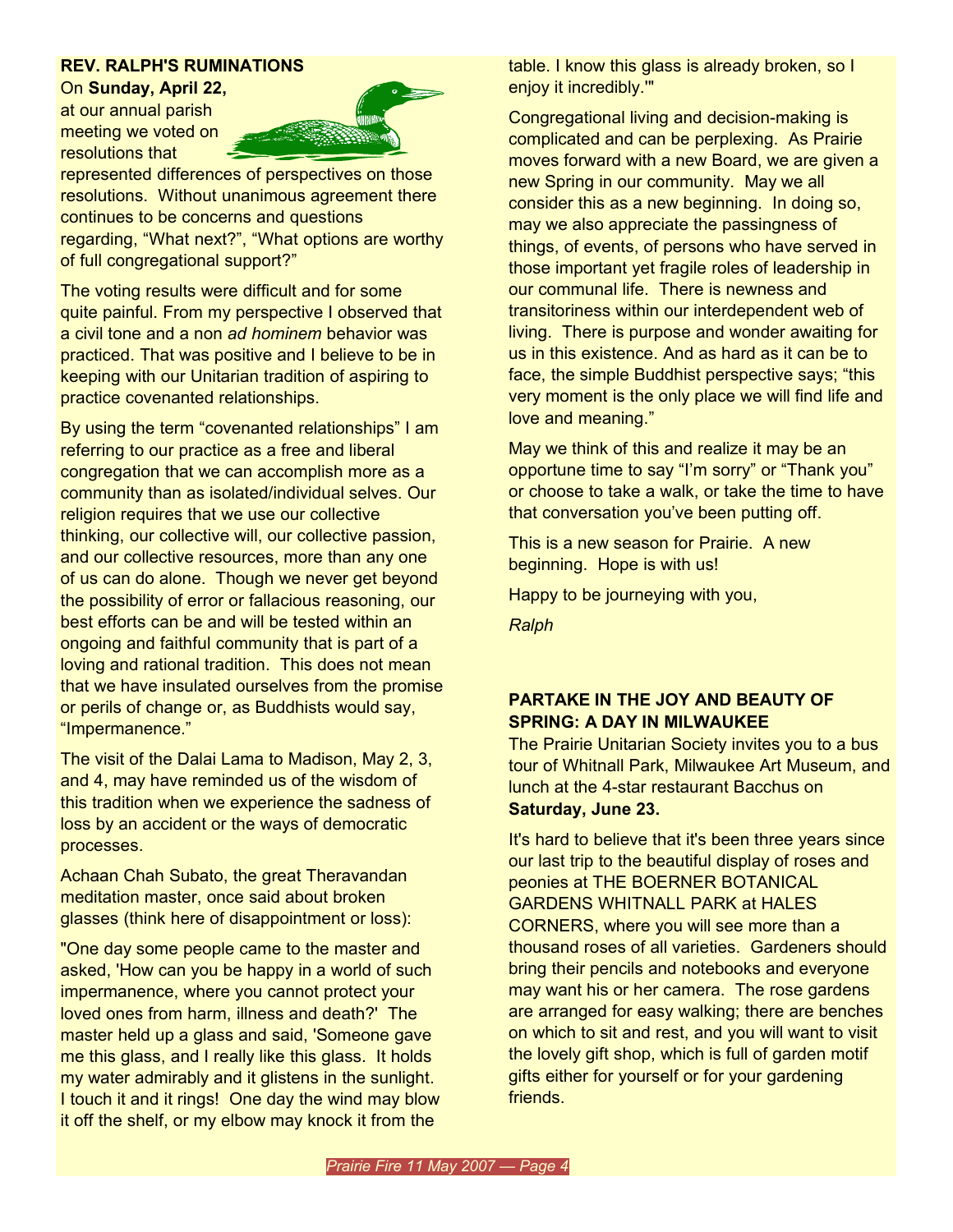## REV. RALPH'S RUMINATIONS

On **Sunday, April 22,** at our annual parish meeting we voted on resolutions that represented differences of perspectives on those resolutions. Without unanimous agreement there continues to be concerns and questions regarding, "What next?", "What options are worthy of full congregational support?"

The voting results were difficult and for some quite painful. From my perspective I observed that a civil tone and a non *ad hominem* behavior was practiced. That was positive and I believe to be in keeping with our Unitarian tradition of aspiring to practice covenanted relationships.

By using the term "covenanted relationships" I am referring to our practice as a free and liberal congregation that we can accomplish more as a community than as isolated/individual selves. Our religion requires that we use our collective thinking, our collective will, our collective passion, and our collective resources, more than any one of us can do alone. Though we never get beyond the possibility of error or fallacious reasoning, our best efforts can be and will be tested within an ongoing and faithful community that is part of a loving and rational tradition. This does not mean that we have insulated ourselves from the promise or perils of change or, as Buddhists would say, "Impermanence."

The visit of the Dalai Lama to Madison, May 2, 3, and 4, may have reminded us of the wisdom of this tradition when we experience the sadness of loss by an accident or the ways of democratic processes.

Achaan Chah Subato, the great Theravandan meditation master, once said about broken glasses (think here of disappointment or loss):

"One day some people came to the master and asked, 'How can you be happy in a world of such impermanence, where you cannot protect your loved ones from harm, illness and death?' The master held up a glass and said, 'Someone gave me this glass, and I really like this glass. It holds my water admirably and it glistens in the sunlight. I touch it and it rings! One day the wind may blow it off the shelf, or my elbow may knock it from the table. I know this glass is already broken, so I enjoy it incredibly.'"

Congregational living and decision-making is complicated and can be perplexing. As Prairie moves forward with a new Board, we are given a new Spring in our community. May we all consider this as a new beginning. In doing so, may we also appreciate the passingness of things, of events, of persons who have served in those important yet fragile roles of leadership in our communal life. There is newness and transitoriness within our interdependent web of living. There is purpose and wonder awaiting for us in this existence. And as hard as it can be to face, the simple Buddhist perspective says; "this very moment is the only place we will find life and love and meaning."

May we think of this and realize it may be an opportune time to say "I'm sorry" or "Thank you" or choose to take a walk, or take the time to have that conversation you've been putting off.

This is a new season for Prairie. A new beginning. Hope is with us!

Happy to be journeying with you,

*Ralph*

## PARTAKE IN THE JOY AND BEAUTY OF SPRING: A DAY IN MILWAUKEE

The Prairie Unitarian Society invites you to a bus tour of Whitnall Park, Milwaukee Art Museum, and lunch at the 4-star restaurant Bacchus on **Saturday, June 23.**

It's hard to believe that it's been three years since our last trip to the beautiful display of roses and peonies at THE BOERNER BOTANICAL GARDENS WHITNALL PARK at HALES CORNERS, where you will see more than a thousand roses of all varieties. Gardeners should bring their pencils and notebooks and everyone may want his or her camera. The rose gardens are arranged for easy walking; there are benches on which to sit and rest, and you will want to visit the lovely gift shop, which is full of garden motif gifts either for yourself or for your gardening friends.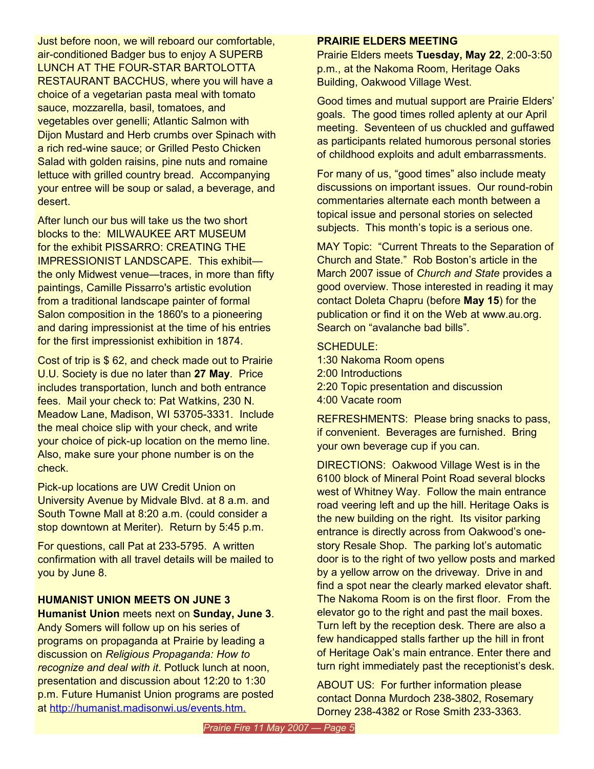Just before noon, we will reboard our comfortable, air-conditioned Badger bus to enjoy A SUPERB LUNCH AT THE FOUR-STAR BARTOLOTTA RESTAURANT BACCHUS, where you will have a choice of a vegetarian pasta meal with tomato sauce, mozzarella, basil, tomatoes, and vegetables over genelli; Atlantic Salmon with Dijon Mustard and Herb crumbs over Spinach with a rich red-wine sauce; or Grilled Pesto Chicken Salad with golden raisins, pine nuts and romaine lettuce with grilled country bread. Accompanying your entree will be soup or salad, a beverage, and desert.

After lunch our bus will take us the two short blocks to the: MILWAUKEE ART MUSEUM for the exhibit PISSARRO: CREATING THE IMPRESSIONIST LANDSCAPE. This exhibit—the only Midwest venue—traces, in more than fifty paintings, Camille Pissarro's artistic evolution from a traditional landscape painter of formal Salon composition in the 1860's to a pioneering and daring impressionist at the time of his entries for the first impressionist exhibition in 1874.

Cost of trip is $ 62, and check made out to Prairie U.U. Society is due no later than **27 May**. Price includes transportation, lunch and both entrance fees. Mail your check to: Pat Watkins, 230 N. Meadow Lane, Madison, WI 53705-3331. Include the meal choice slip with your check, and write your choice of pick-up location on the memo line. Also, make sure your phone number is on the check.

Pick-up locations are UW Credit Union on University Avenue by Midvale Blvd. at 8 a.m. and South Towne Mall at 8:20 a.m. (could consider a stop downtown at Meriter). Return by 5:45 p.m.

For questions, call Pat at 233-5795. A written confirmation with all travel details will be mailed to you by June 8.

**HUMANIST UNION MEETS ON JUNE 3**

**Humanist Union** meets next on **Sunday, June 3**. Andy Somers will follow up on his series of programs on propaganda at Prairie by leading a discussion on *Religious Propaganda: How to recognize and deal with it*. Potluck lunch at noon, presentation and discussion about 12:20 to 1:30 p.m. Future Humanist Union programs are posted at http://humanist.madisonwi.us/events.htm.

**PRAIRIE ELDERS MEETING**

Prairie Elders meets **Tuesday, May 22**, 2:00-3:50 p.m., at the Nakoma Room, Heritage Oaks Building, Oakwood Village West.

Good times and mutual support are Prairie Elders' goals. The good times rolled aplenty at our April meeting. Seventeen of us chuckled and guffawed as participants related humorous personal stories of childhood exploits and adult embarrassments.

For many of us, "good times" also include meaty discussions on important issues. Our round-robin commentaries alternate each month between a topical issue and personal stories on selected subjects. This month's topic is a serious one.

MAY Topic: "Current Threats to the Separation of Church and State." Rob Boston's article in the March 2007 issue of *Church and State* provides a good overview. Those interested in reading it may contact Doleta Chapru (before **May 15**) for the publication or find it on the Web at www.au.org. Search on "avalanche bad bills".

SCHEDULE:
1:30 Nakoma Room opens
2:00 Introductions
2:20 Topic presentation and discussion
4:00 Vacate room

REFRESHMENTS: Please bring snacks to pass, if convenient. Beverages are furnished. Bring your own beverage cup if you can.

DIRECTIONS: Oakwood Village West is in the 6100 block of Mineral Point Road several blocks west of Whitney Way. Follow the main entrance road veering left and up the hill. Heritage Oaks is the new building on the right. Its visitor parking entrance is directly across from Oakwood's one-story Resale Shop. The parking lot's automatic door is to the right of two yellow posts and marked by a yellow arrow on the driveway. Drive in and find a spot near the clearly marked elevator shaft. The Nakoma Room is on the first floor. From the elevator go to the right and past the mail boxes. Turn left by the reception desk. There are also a few handicapped stalls farther up the hill in front of Heritage Oak's main entrance. Enter there and turn right immediately past the receptionist's desk.

ABOUT US: For further information please contact Donna Murdoch 238-3802, Rosemary Dorney 238-4382 or Rose Smith 233-3363.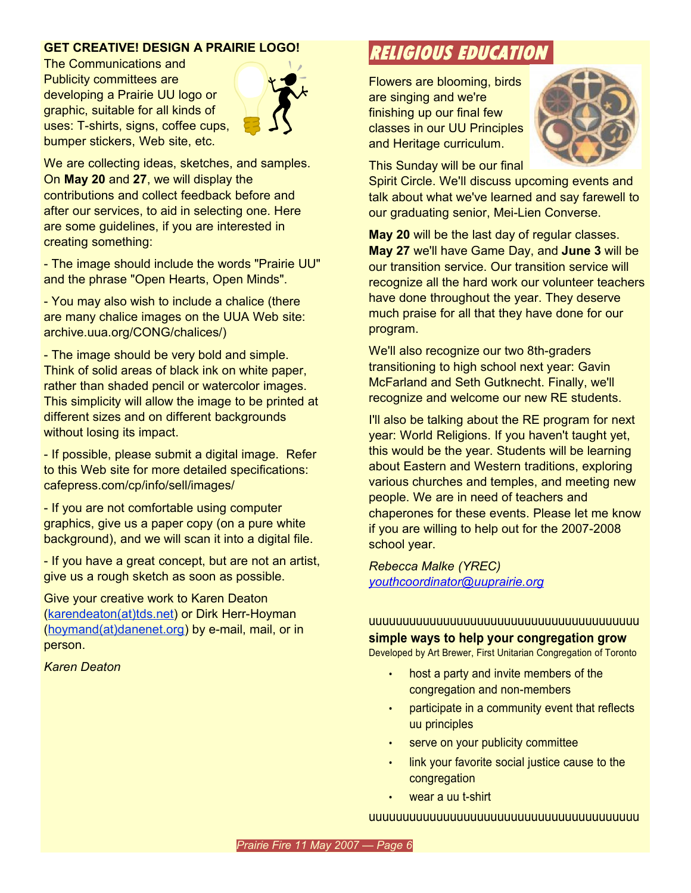## GET CREATIVE! DESIGN A PRAIRIE LOGO!

The Communications and Publicity committees are developing a Prairie UU logo or graphic, suitable for all kinds of uses: T-shirts, signs, coffee cups, bumper stickers, Web site, etc.

We are collecting ideas, sketches, and samples. On **May 20** and **27**, we will display the contributions and collect feedback before and after our services, to aid in selecting one. Here are some guidelines, if you are interested in creating something:

- The image should include the words "Prairie UU" and the phrase "Open Hearts, Open Minds".

- You may also wish to include a chalice (there are many chalice images on the UUA Web site: archive.uua.org/CONG/chalices/)

- The image should be very bold and simple. Think of solid areas of black ink on white paper, rather than shaded pencil or watercolor images. This simplicity will allow the image to be printed at different sizes and on different backgrounds without losing its impact.

- If possible, please submit a digital image. Refer to this Web site for more detailed specifications: cafepress.com/cp/info/sell/images/

- If you are not comfortable using computer graphics, give us a paper copy (on a pure white background), and we will scan it into a digital file.

- If you have a great concept, but are not an artist, give us a rough sketch as soon as possible.

Give your creative work to Karen Deaton (karendeaton(at)tds.net) or Dirk Herr-Hoyman (hoymand(at)danenet.org) by e-mail, mail, or in person.

*Karen Deaton*

## RELIGIOUS EDUCATION

Flowers are blooming, birds are singing and we're finishing up our final few classes in our UU Principles and Heritage curriculum.

This Sunday will be our final Spirit Circle. We'll discuss upcoming events and talk about what we've learned and say farewell to our graduating senior, Mei-Lien Converse.

**May 20** will be the last day of regular classes. **May 27** we'll have Game Day, and **June 3** will be our transition service. Our transition service will recognize all the hard work our volunteer teachers have done throughout the year. They deserve much praise for all that they have done for our program.

We'll also recognize our two 8th-graders transitioning to high school next year: Gavin McFarland and Seth Gutknecht. Finally, we'll recognize and welcome our new RE students.

I'll also be talking about the RE program for next year: World Religions. If you haven't taught yet, this would be the year. Students will be learning about Eastern and Western traditions, exploring various churches and temples, and meeting new people. We are in need of teachers and chaperones for these events. Please let me know if you are willing to help out for the 2007-2008 school year.

*Rebecca Malke (YREC)*
*youthcoordinator@uuprairie.org*

uuuuuuuuuuuuuuuuuuuuuuuuuuuuuuuuuuuuuuuu

**simple ways to help your congregation grow**

Developed by Art Brewer, First Unitarian Congregation of Toronto

- host a party and invite members of the congregation and non-members
- participate in a community event that reflects uu principles
- serve on your publicity committee
- link your favorite social justice cause to the congregation
- wear a uu t-shirt

uuuuuuuuuuuuuuuuuuuuuuuuuuuuuuuuuuuuuuuu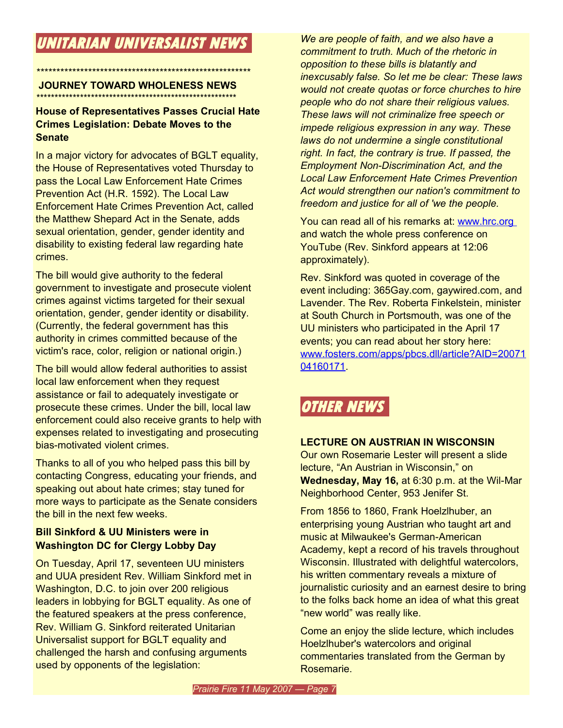# UNITARIAN UNIVERSALIST NEWS

*********************************************************

**JOURNEY TOWARD WHOLENESS NEWS**

*********************************************************

### House of Representatives Passes Crucial Hate Crimes Legislation: Debate Moves to the Senate

In a major victory for advocates of BGLT equality, the House of Representatives voted Thursday to pass the Local Law Enforcement Hate Crimes Prevention Act (H.R. 1592). The Local Law Enforcement Hate Crimes Prevention Act, called the Matthew Shepard Act in the Senate, adds sexual orientation, gender, gender identity and disability to existing federal law regarding hate crimes.

The bill would give authority to the federal government to investigate and prosecute violent crimes against victims targeted for their sexual orientation, gender, gender identity or disability. (Currently, the federal government has this authority in crimes committed because of the victim's race, color, religion or national origin.)

The bill would allow federal authorities to assist local law enforcement when they request assistance or fail to adequately investigate or prosecute these crimes. Under the bill, local law enforcement could also receive grants to help with expenses related to investigating and prosecuting bias-motivated violent crimes.

Thanks to all of you who helped pass this bill by contacting Congress, educating your friends, and speaking out about hate crimes; stay tuned for more ways to participate as the Senate considers the bill in the next few weeks.

### Bill Sinkford & UU Ministers were in Washington DC for Clergy Lobby Day

On Tuesday, April 17, seventeen UU ministers and UUA president Rev. William Sinkford met in Washington, D.C. to join over 200 religious leaders in lobbying for BGLT equality. As one of the featured speakers at the press conference, Rev. William G. Sinkford reiterated Unitarian Universalist support for BGLT equality and challenged the harsh and confusing arguments used by opponents of the legislation:

*We are people of faith, and we also have a commitment to truth. Much of the rhetoric in opposition to these bills is blatantly and inexcusably false. So let me be clear: These laws would not create quotas or force churches to hire people who do not share their religious values. These laws will not criminalize free speech or impede religious expression in any way. These laws do not undermine a single constitutional right. In fact, the contrary is true. If passed, the Employment Non-Discrimination Act, and the Local Law Enforcement Hate Crimes Prevention Act would strengthen our nation's commitment to freedom and justice for all of 'we the people.*

You can read all of his remarks at: www.hrc.org and watch the whole press conference on YouTube (Rev. Sinkford appears at 12:06 approximately).

Rev. Sinkford was quoted in coverage of the event including: 365Gay.com, gaywired.com, and Lavender. The Rev. Roberta Finkelstein, minister at South Church in Portsmouth, was one of the UU ministers who participated in the April 17 events; you can read about her story here: www.fosters.com/apps/pbcs.dll/article?AID=2007104160171.

# OTHER NEWS

### LECTURE ON AUSTRIAN IN WISCONSIN

Our own Rosemarie Lester will present a slide lecture, “An Austrian in Wisconsin,” on **Wednesday, May 16,** at 6:30 p.m. at the Wil-Mar Neighborhood Center, 953 Jenifer St.

From 1856 to 1860, Frank Hoelzlhuber, an enterprising young Austrian who taught art and music at Milwaukee's German-American Academy, kept a record of his travels throughout Wisconsin. Illustrated with delightful watercolors, his written commentary reveals a mixture of journalistic curiosity and an earnest desire to bring to the folks back home an idea of what this great “new world” was really like.

Come an enjoy the slide lecture, which includes Hoelzlhuber's watercolors and original commentaries translated from the German by Rosemarie.